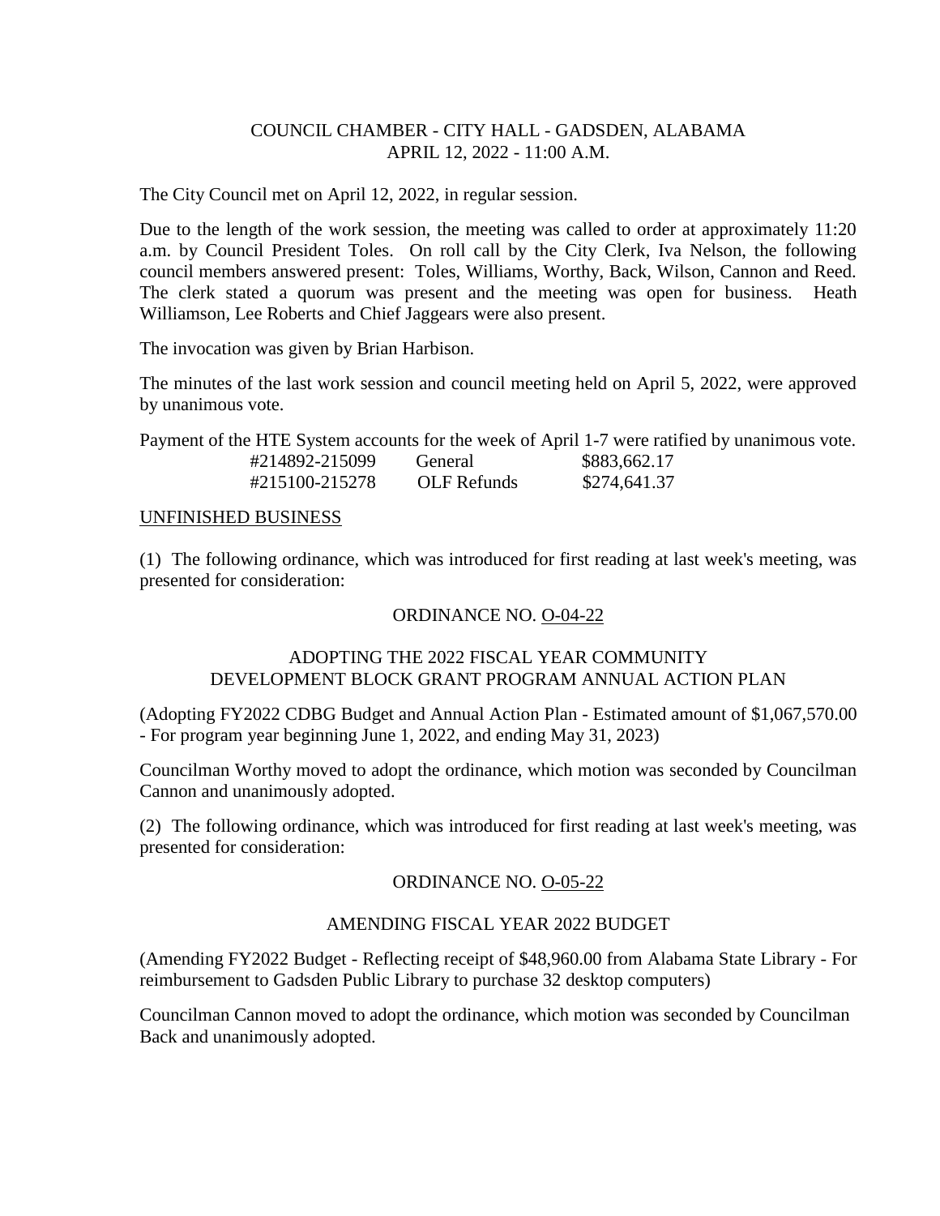COUNCIL CHAMBER - CITY HALL - GADSDEN, ALABAMA
APRIL 12, 2022 - 11:00 A.M.

The City Council met on April 12, 2022, in regular session.

Due to the length of the work session, the meeting was called to order at approximately 11:20 a.m. by Council President Toles. On roll call by the City Clerk, Iva Nelson, the following council members answered present: Toles, Williams, Worthy, Back, Wilson, Cannon and Reed. The clerk stated a quorum was present and the meeting was open for business. Heath Williamson, Lee Roberts and Chief Jaggears were also present.

The invocation was given by Brian Harbison.

The minutes of the last work session and council meeting held on April 5, 2022, were approved by unanimous vote.

Payment of the HTE System accounts for the week of April 1-7 were ratified by unanimous vote.

| | | |
|---|---|---|
| #214892-215099 | General | $883,662.17 |
| #215100-215278 | OLF Refunds | $274,641.37 |

UNFINISHED BUSINESS

(1) The following ordinance, which was introduced for first reading at last week's meeting, was presented for consideration:

ORDINANCE NO. O-04-22

ADOPTING THE 2022 FISCAL YEAR COMMUNITY DEVELOPMENT BLOCK GRANT PROGRAM ANNUAL ACTION PLAN

(Adopting FY2022 CDBG Budget and Annual Action Plan - Estimated amount of $1,067,570.00 - For program year beginning June 1, 2022, and ending May 31, 2023)

Councilman Worthy moved to adopt the ordinance, which motion was seconded by Councilman Cannon and unanimously adopted.

(2) The following ordinance, which was introduced for first reading at last week's meeting, was presented for consideration:

ORDINANCE NO. O-05-22

AMENDING FISCAL YEAR 2022 BUDGET

(Amending FY2022 Budget - Reflecting receipt of $48,960.00 from Alabama State Library - For reimbursement to Gadsden Public Library to purchase 32 desktop computers)

Councilman Cannon moved to adopt the ordinance, which motion was seconded by Councilman Back and unanimously adopted.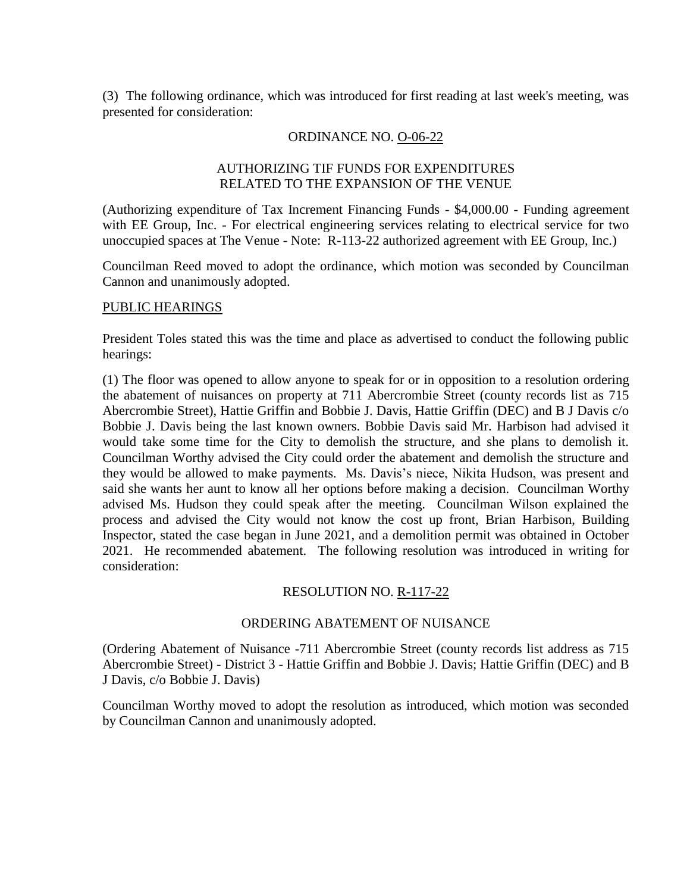(3) The following ordinance, which was introduced for first reading at last week's meeting, was presented for consideration:

ORDINANCE NO. O-06-22

AUTHORIZING TIF FUNDS FOR EXPENDITURES RELATED TO THE EXPANSION OF THE VENUE

(Authorizing expenditure of Tax Increment Financing Funds - $4,000.00 - Funding agreement with EE Group, Inc. - For electrical engineering services relating to electrical service for two unoccupied spaces at The Venue - Note: R-113-22 authorized agreement with EE Group, Inc.)

Councilman Reed moved to adopt the ordinance, which motion was seconded by Councilman Cannon and unanimously adopted.

PUBLIC HEARINGS

President Toles stated this was the time and place as advertised to conduct the following public hearings:

(1) The floor was opened to allow anyone to speak for or in opposition to a resolution ordering the abatement of nuisances on property at 711 Abercrombie Street (county records list as 715 Abercrombie Street), Hattie Griffin and Bobbie J. Davis, Hattie Griffin (DEC) and B J Davis c/o Bobbie J. Davis being the last known owners. Bobbie Davis said Mr. Harbison had advised it would take some time for the City to demolish the structure, and she plans to demolish it. Councilman Worthy advised the City could order the abatement and demolish the structure and they would be allowed to make payments. Ms. Davis's niece, Nikita Hudson, was present and said she wants her aunt to know all her options before making a decision. Councilman Worthy advised Ms. Hudson they could speak after the meeting. Councilman Wilson explained the process and advised the City would not know the cost up front, Brian Harbison, Building Inspector, stated the case began in June 2021, and a demolition permit was obtained in October 2021. He recommended abatement. The following resolution was introduced in writing for consideration:

RESOLUTION NO. R-117-22

ORDERING ABATEMENT OF NUISANCE

(Ordering Abatement of Nuisance -711 Abercrombie Street (county records list address as 715 Abercrombie Street) - District 3 - Hattie Griffin and Bobbie J. Davis; Hattie Griffin (DEC) and B J Davis, c/o Bobbie J. Davis)

Councilman Worthy moved to adopt the resolution as introduced, which motion was seconded by Councilman Cannon and unanimously adopted.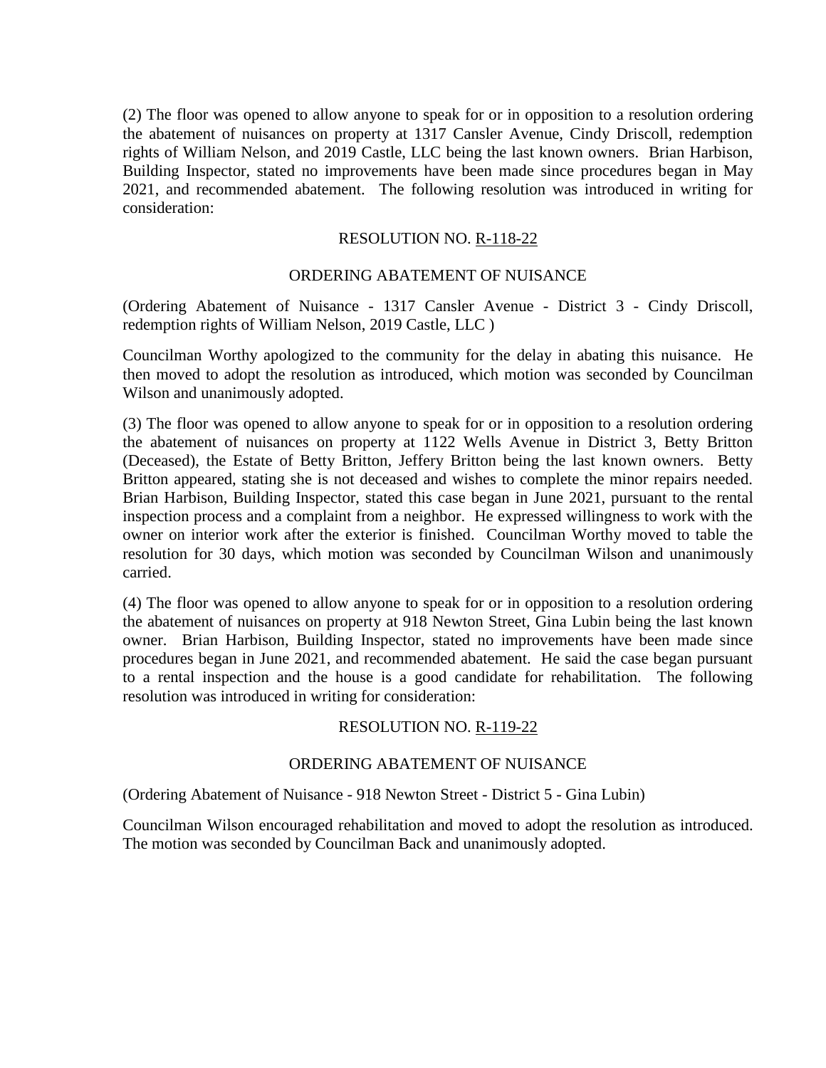(2) The floor was opened to allow anyone to speak for or in opposition to a resolution ordering the abatement of nuisances on property at 1317 Cansler Avenue, Cindy Driscoll, redemption rights of William Nelson, and 2019 Castle, LLC being the last known owners. Brian Harbison, Building Inspector, stated no improvements have been made since procedures began in May 2021, and recommended abatement. The following resolution was introduced in writing for consideration:

RESOLUTION NO. R-118-22

ORDERING ABATEMENT OF NUISANCE

(Ordering Abatement of Nuisance - 1317 Cansler Avenue - District 3 - Cindy Driscoll, redemption rights of William Nelson, 2019 Castle, LLC )

Councilman Worthy apologized to the community for the delay in abating this nuisance. He then moved to adopt the resolution as introduced, which motion was seconded by Councilman Wilson and unanimously adopted.

(3) The floor was opened to allow anyone to speak for or in opposition to a resolution ordering the abatement of nuisances on property at 1122 Wells Avenue in District 3, Betty Britton (Deceased), the Estate of Betty Britton, Jeffery Britton being the last known owners. Betty Britton appeared, stating she is not deceased and wishes to complete the minor repairs needed. Brian Harbison, Building Inspector, stated this case began in June 2021, pursuant to the rental inspection process and a complaint from a neighbor. He expressed willingness to work with the owner on interior work after the exterior is finished. Councilman Worthy moved to table the resolution for 30 days, which motion was seconded by Councilman Wilson and unanimously carried.

(4) The floor was opened to allow anyone to speak for or in opposition to a resolution ordering the abatement of nuisances on property at 918 Newton Street, Gina Lubin being the last known owner. Brian Harbison, Building Inspector, stated no improvements have been made since procedures began in June 2021, and recommended abatement. He said the case began pursuant to a rental inspection and the house is a good candidate for rehabilitation. The following resolution was introduced in writing for consideration:

RESOLUTION NO. R-119-22

ORDERING ABATEMENT OF NUISANCE

(Ordering Abatement of Nuisance - 918 Newton Street - District 5 - Gina Lubin)

Councilman Wilson encouraged rehabilitation and moved to adopt the resolution as introduced. The motion was seconded by Councilman Back and unanimously adopted.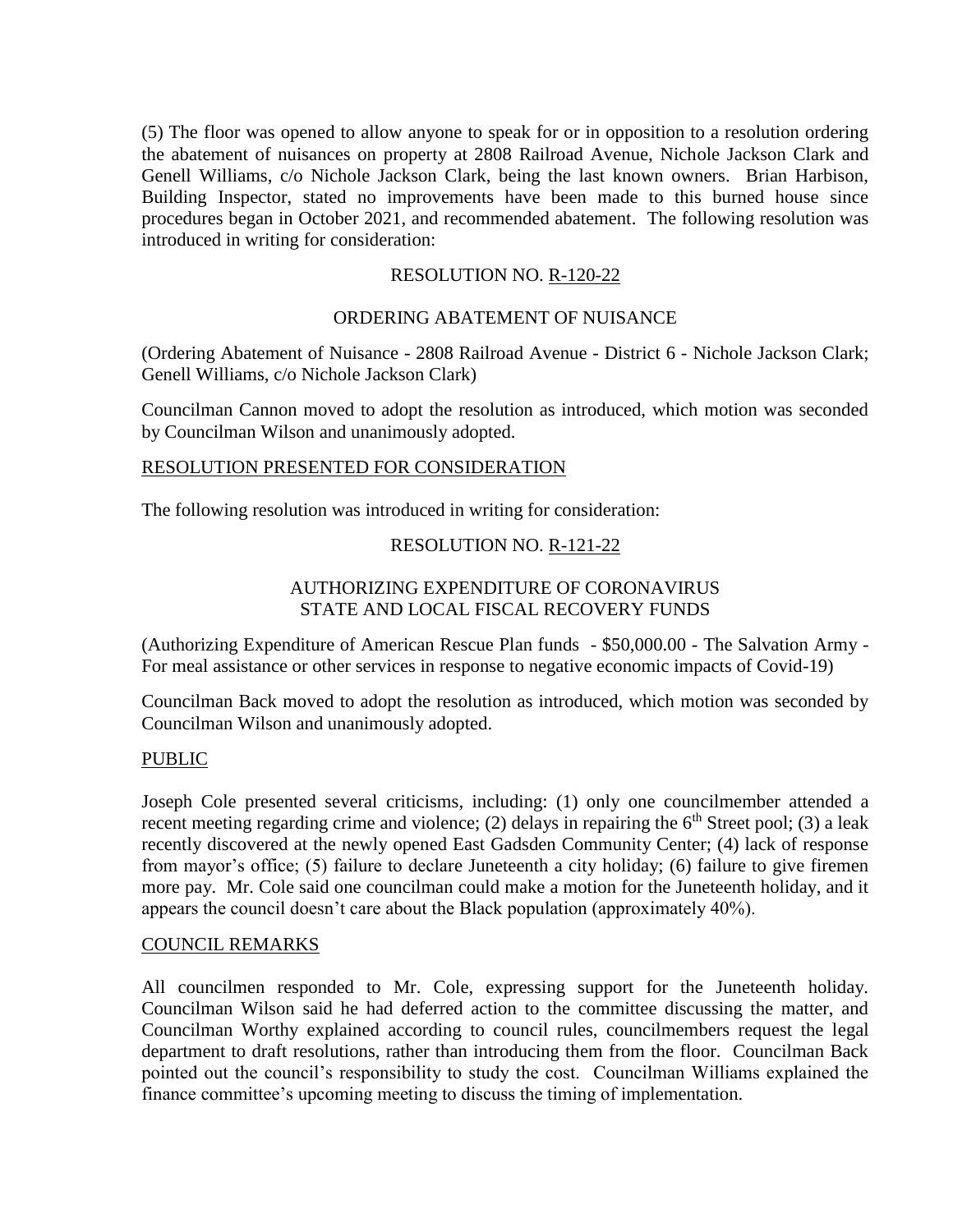(5) The floor was opened to allow anyone to speak for or in opposition to a resolution ordering the abatement of nuisances on property at 2808 Railroad Avenue, Nichole Jackson Clark and Genell Williams, c/o Nichole Jackson Clark, being the last known owners. Brian Harbison, Building Inspector, stated no improvements have been made to this burned house since procedures began in October 2021, and recommended abatement. The following resolution was introduced in writing for consideration:

RESOLUTION NO. R-120-22

ORDERING ABATEMENT OF NUISANCE

(Ordering Abatement of Nuisance - 2808 Railroad Avenue - District 6 - Nichole Jackson Clark; Genell Williams, c/o Nichole Jackson Clark)

Councilman Cannon moved to adopt the resolution as introduced, which motion was seconded by Councilman Wilson and unanimously adopted.

## RESOLUTION PRESENTED FOR CONSIDERATION

The following resolution was introduced in writing for consideration:

RESOLUTION NO. R-121-22

AUTHORIZING EXPENDITURE OF CORONAVIRUS STATE AND LOCAL FISCAL RECOVERY FUNDS

(Authorizing Expenditure of American Rescue Plan funds - $50,000.00 - The Salvation Army - For meal assistance or other services in response to negative economic impacts of Covid-19)

Councilman Back moved to adopt the resolution as introduced, which motion was seconded by Councilman Wilson and unanimously adopted.

## PUBLIC

Joseph Cole presented several criticisms, including: (1) only one councilmember attended a recent meeting regarding crime and violence; (2) delays in repairing the 6th Street pool; (3) a leak recently discovered at the newly opened East Gadsden Community Center; (4) lack of response from mayor's office; (5) failure to declare Juneteenth a city holiday; (6) failure to give firemen more pay. Mr. Cole said one councilman could make a motion for the Juneteenth holiday, and it appears the council doesn't care about the Black population (approximately 40%).

## COUNCIL REMARKS

All councilmen responded to Mr. Cole, expressing support for the Juneteenth holiday. Councilman Wilson said he had deferred action to the committee discussing the matter, and Councilman Worthy explained according to council rules, councilmembers request the legal department to draft resolutions, rather than introducing them from the floor. Councilman Back pointed out the council's responsibility to study the cost. Councilman Williams explained the finance committee's upcoming meeting to discuss the timing of implementation.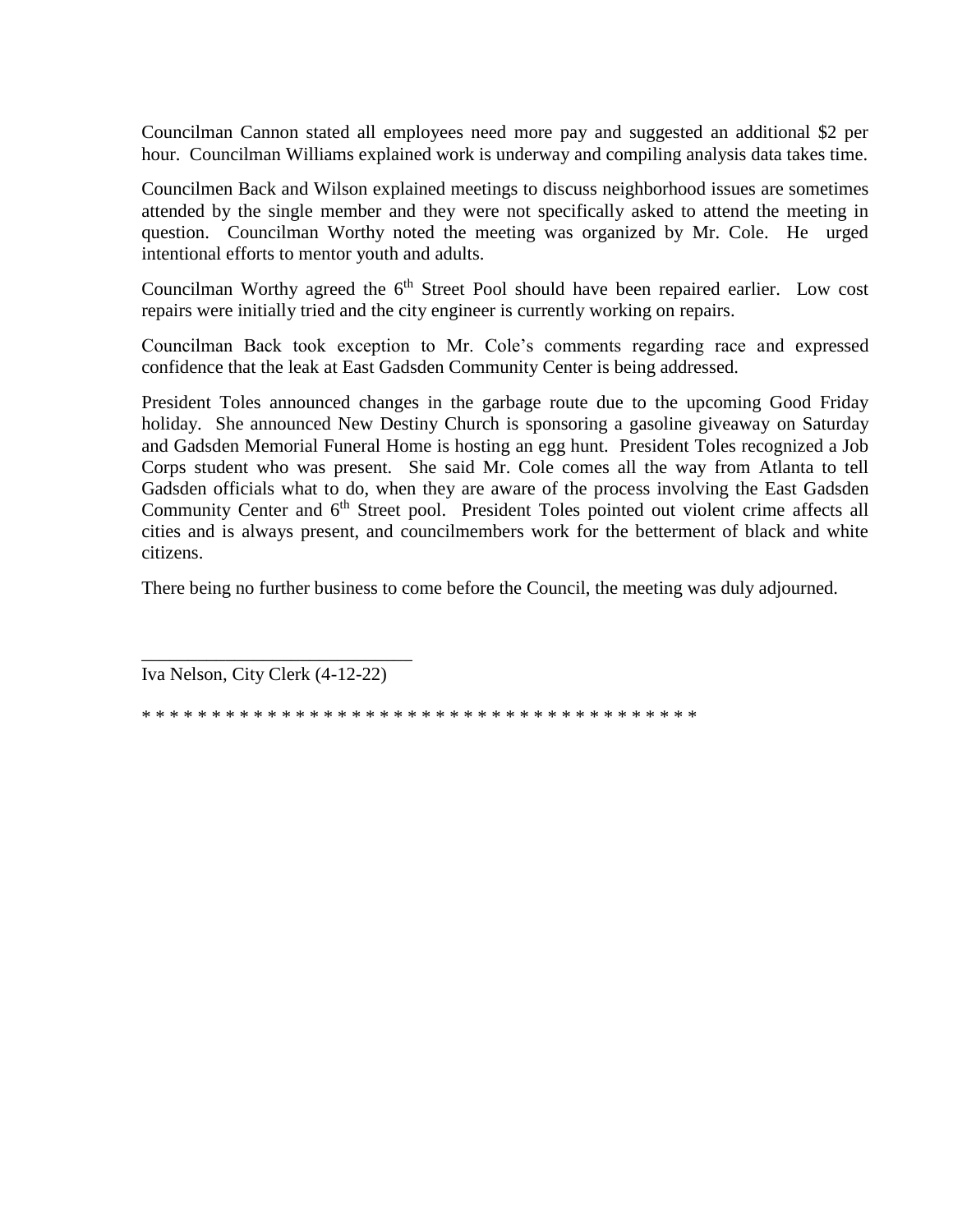Councilman Cannon stated all employees need more pay and suggested an additional $2 per hour. Councilman Williams explained work is underway and compiling analysis data takes time.

Councilmen Back and Wilson explained meetings to discuss neighborhood issues are sometimes attended by the single member and they were not specifically asked to attend the meeting in question. Councilman Worthy noted the meeting was organized by Mr. Cole. He urged intentional efforts to mentor youth and adults.

Councilman Worthy agreed the 6th Street Pool should have been repaired earlier. Low cost repairs were initially tried and the city engineer is currently working on repairs.

Councilman Back took exception to Mr. Cole's comments regarding race and expressed confidence that the leak at East Gadsden Community Center is being addressed.

President Toles announced changes in the garbage route due to the upcoming Good Friday holiday. She announced New Destiny Church is sponsoring a gasoline giveaway on Saturday and Gadsden Memorial Funeral Home is hosting an egg hunt. President Toles recognized a Job Corps student who was present. She said Mr. Cole comes all the way from Atlanta to tell Gadsden officials what to do, when they are aware of the process involving the East Gadsden Community Center and 6th Street pool. President Toles pointed out violent crime affects all cities and is always present, and councilmembers work for the betterment of black and white citizens.

There being no further business to come before the Council, the meeting was duly adjourned.

_____________________________
Iva Nelson, City Clerk (4-12-22)

* * * * * * * * * * * * * * * * * * * * * * * * * * * * * * * * * * * * * * * *